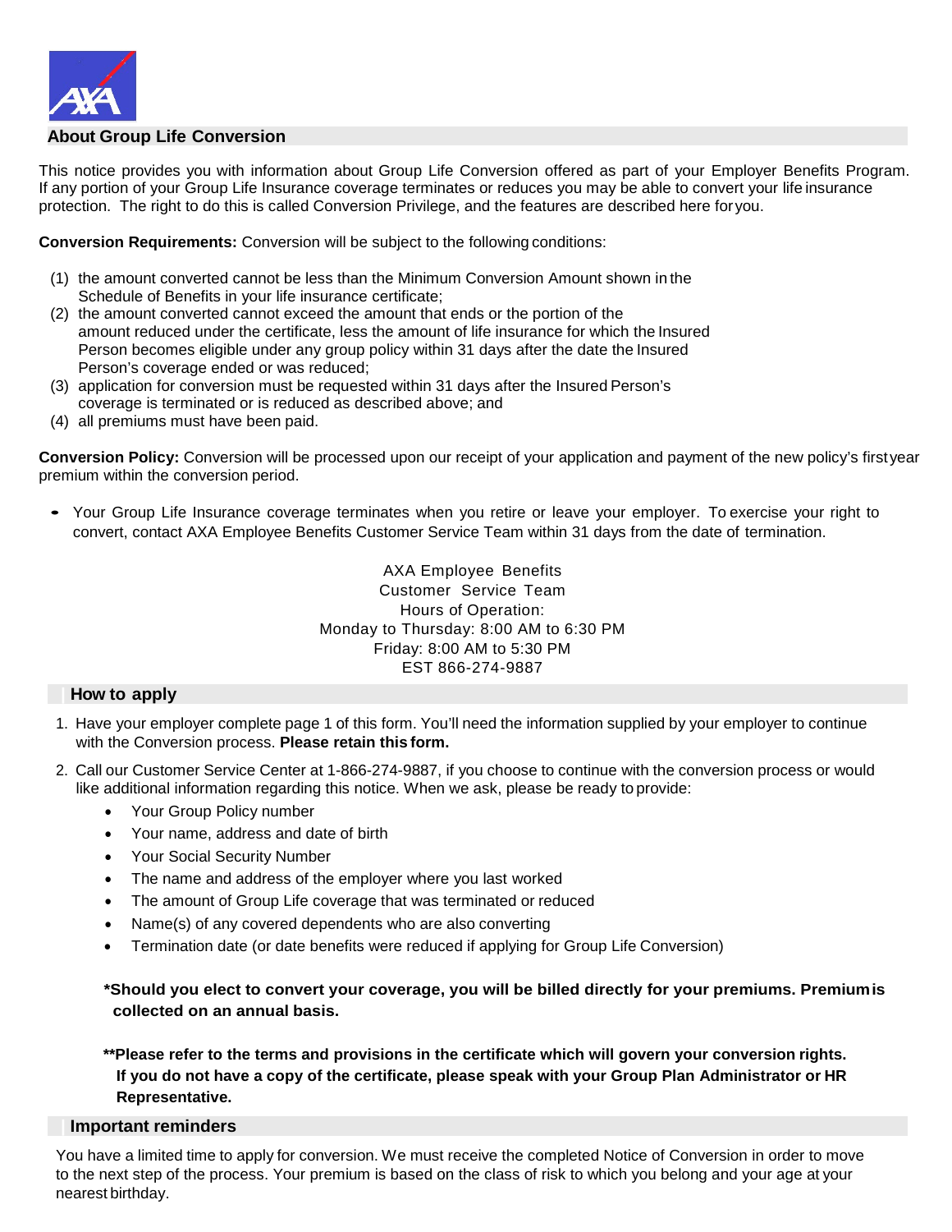## About Group Life Conversion

This notice provides you with information about Group Life Conversion offered as part of your Employer Benefits Program. If any portion of your Group Life Insurance coverage terminates or reduces you may be able to convert your life insurance protection. The right to do this is called Conversion Privilege, and the features are described here for you.

**Conversion Requirements:** Conversion will be subject to the following conditions:

(1) the amount converted cannot be less than the Minimum Conversion Amount shown in the Schedule of Benefits in your life insurance certificate;
(2) the amount converted cannot exceed the amount that ends or the portion of the amount reduced under the certificate, less the amount of life insurance for which the Insured Person becomes eligible under any group policy within 31 days after the date the Insured Person's coverage ended or was reduced;
(3) application for conversion must be requested within 31 days after the Insured Person's coverage is terminated or is reduced as described above; and
(4) all premiums must have been paid.

**Conversion Policy:** Conversion will be processed upon our receipt of your application and payment of the new policy's first year premium within the conversion period.

- Your Group Life Insurance coverage terminates when you retire or leave your employer. To exercise your right to convert, contact AXA Employee Benefits Customer Service Team within 31 days from the date of termination.

AXA Employee Benefits
Customer Service Team
Hours of Operation:
Monday to Thursday: 8:00 AM to 6:30 PM
Friday: 8:00 AM to 5:30 PM
EST 866-274-9887

## How to apply

1. Have your employer complete page 1 of this form. You'll need the information supplied by your employer to continue with the Conversion process. **Please retain this form.**
2. Call our Customer Service Center at 1-866-274-9887, if you choose to continue with the conversion process or would like additional information regarding this notice. When we ask, please be ready to provide:
   - Your Group Policy number
   - Your name, address and date of birth
   - Your Social Security Number
   - The name and address of the employer where you last worked
   - The amount of Group Life coverage that was terminated or reduced
   - Name(s) of any covered dependents who are also converting
   - Termination date (or date benefits were reduced if applying for Group Life Conversion)

**\*Should you elect to convert your coverage, you will be billed directly for your premiums. Premium is collected on an annual basis.**

**\*\*Please refer to the terms and provisions in the certificate which will govern your conversion rights. If you do not have a copy of the certificate, please speak with your Group Plan Administrator or HR Representative.**

## Important reminders

You have a limited time to apply for conversion. We must receive the completed Notice of Conversion in order to move to the next step of the process. Your premium is based on the class of risk to which you belong and your age at your nearest birthday.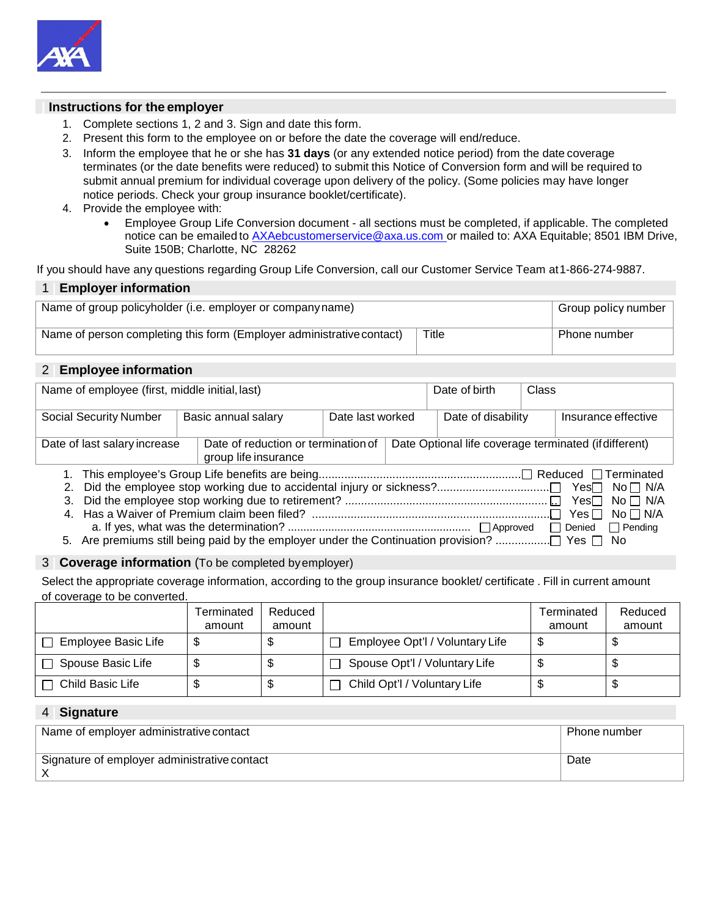## Instructions for the employer

1. Complete sections 1, 2 and 3. Sign and date this form.
2. Present this form to the employee on or before the date the coverage will end/reduce.
3. Inform the employee that he or she has **31 days** (or any extended notice period) from the date coverage terminates (or the date benefits were reduced) to submit this Notice of Conversion form and will be required to submit annual premium for individual coverage upon delivery of the policy. (Some policies may have longer notice periods. Check your group insurance booklet/certificate).
4. Provide the employee with:
   - Employee Group Life Conversion document - all sections must be completed, if applicable. The completed notice can be emailed to AXAebcustomerservice@axa.us.com or mailed to: AXA Equitable; 8501 IBM Drive, Suite 150B; Charlotte, NC 28262

If you should have any questions regarding Group Life Conversion, call our Customer Service Team at 1-866-274-9887.

## 1 Employer information

| | | |
|---|---|---|
| Name of group policyholder (i.e. employer or company name) | | Group policy number |
| Name of person completing this form (Employer administrative contact) | Title | Phone number |

## 2 Employee information

| | | | | |
|---|---|---|---|---|
| Name of employee (first, middle initial, last) | | | Date of birth | Class |
| Social Security Number | Basic annual salary | Date last worked | Date of disability | Insurance effective |
| Date of last salary increase | Date of reduction or termination of group life insurance | Date Optional life coverage terminated (if different) | | |

1. This employee's Group Life benefits are being.............................................................. ☐ Reduced ☐ Terminated
2. Did the employee stop working due to accidental injury or sickness?.................................. ☐ Yes ☐ No ☐ N/A
3. Did the employee stop working due to retirement? ............................................................ ☐ Yes ☐ No ☐ N/A
4. Has a Waiver of Premium claim been filed? .......................................................................... ☐ Yes ☐ No ☐ N/A
   a. If yes, what was the determination? ......................................................... ☐ Approved ☐ Denied ☐ Pending
5. Are premiums still being paid by the employer under the Continuation provision? ................ ☐ Yes ☐ No

## 3 Coverage information (To be completed by employer)

Select the appropriate coverage information, according to the group insurance booklet/ certificate . Fill in current amount of coverage to be converted.

| | Terminated amount | Reduced amount | | Terminated amount | Reduced amount |
|---|---|---|---|---|---|
| ☐ Employee Basic Life | $ | $ | ☐ Employee Opt'l / Voluntary Life | $ | $ |
| ☐ Spouse Basic Life | $ | $ | ☐ Spouse Opt'l / Voluntary Life | $ | $ |
| ☐ Child Basic Life | $ | $ | ☐ Child Opt'l / Voluntary Life | $ | $ |

## 4 Signature

| | |
|---|---|
| Name of employer administrative contact | Phone number |
| Signature of employer administrative contact<br>X | Date |